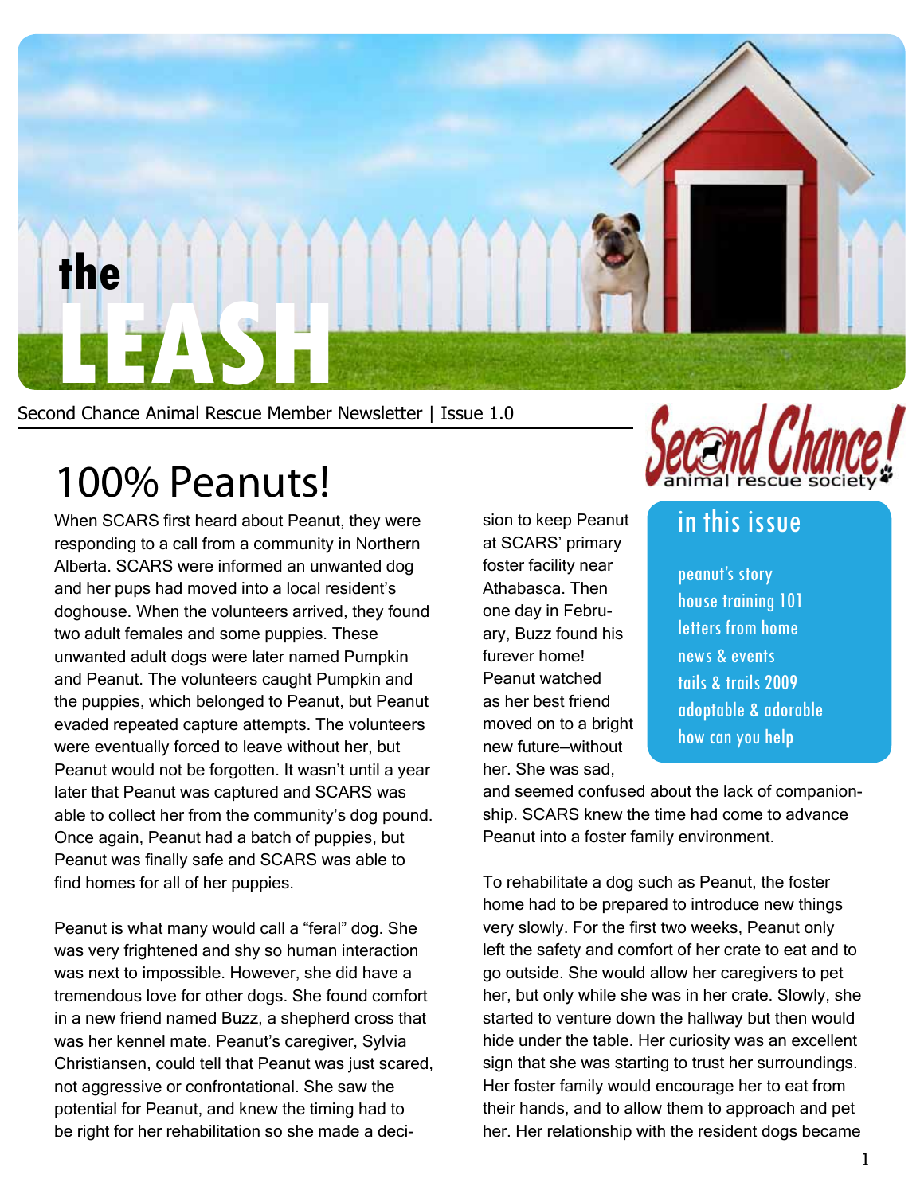# the LEASH

Second Chance Animal Rescue Member Newsletter | Issue 1.0

Second Chance! animal rescue society

## in this issue

- peanut's story
- house training 101
- letters from home
- news & events
- tails & trails 2009
- adoptable & adorable
- how can you help

## 100% Peanuts!

When SCARS first heard about Peanut, they were responding to a call from a community in Northern Alberta. SCARS were informed an unwanted dog and her pups had moved into a local resident's doghouse. When the volunteers arrived, they found two adult females and some puppies. These unwanted adult dogs were later named Pumpkin and Peanut. The volunteers caught Pumpkin and the puppies, which belonged to Peanut, but Peanut evaded repeated capture attempts. The volunteers were eventually forced to leave without her, but Peanut would not be forgotten. It wasn't until a year later that Peanut was captured and SCARS was able to collect her from the community's dog pound. Once again, Peanut had a batch of puppies, but Peanut was finally safe and SCARS was able to find homes for all of her puppies.

Peanut is what many would call a "feral" dog. She was very frightened and shy so human interaction was next to impossible. However, she did have a tremendous love for other dogs. She found comfort in a new friend named Buzz, a shepherd cross that was her kennel mate. Peanut's caregiver, Sylvia Christiansen, could tell that Peanut was just scared, not aggressive or confrontational. She saw the potential for Peanut, and knew the timing had to be right for her rehabilitation so she made a decision to keep Peanut at SCARS' primary foster facility near Athabasca. Then one day in February, Buzz found his furever home! Peanut watched as her best friend moved on to a bright new future—without her. She was sad, and seemed confused about the lack of companionship. SCARS knew the time had come to advance Peanut into a foster family environment.

To rehabilitate a dog such as Peanut, the foster home had to be prepared to introduce new things very slowly. For the first two weeks, Peanut only left the safety and comfort of her crate to eat and to go outside. She would allow her caregivers to pet her, but only while she was in her crate. Slowly, she started to venture down the hallway but then would hide under the table. Her curiosity was an excellent sign that she was starting to trust her surroundings. Her foster family would encourage her to eat from their hands, and to allow them to approach and pet her. Her relationship with the resident dogs became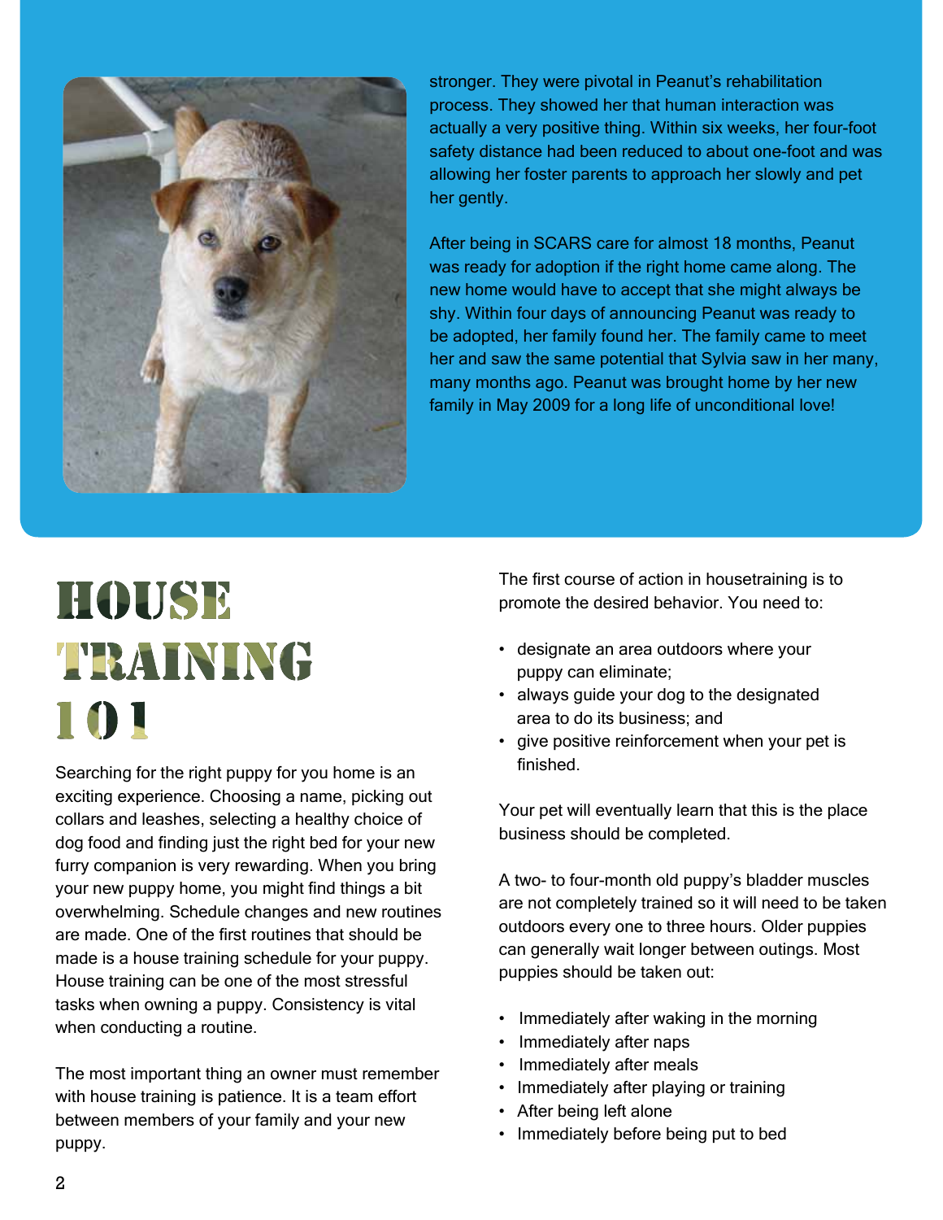stronger. They were pivotal in Peanut's rehabilitation process. They showed her that human interaction was actually a very positive thing. Within six weeks, her four-foot safety distance had been reduced to about one-foot and was allowing her foster parents to approach her slowly and pet her gently.

After being in SCARS care for almost 18 months, Peanut was ready for adoption if the right home came along. The new home would have to accept that she might always be shy. Within four days of announcing Peanut was ready to be adopted, her family found her. The family came to meet her and saw the same potential that Sylvia saw in her many, many months ago. Peanut was brought home by her new family in May 2009 for a long life of unconditional love!

# HOUSE TRAINING 101

Searching for the right puppy for you home is an exciting experience. Choosing a name, picking out collars and leashes, selecting a healthy choice of dog food and finding just the right bed for your new furry companion is very rewarding. When you bring your new puppy home, you might find things a bit overwhelming. Schedule changes and new routines are made. One of the first routines that should be made is a house training schedule for your puppy. House training can be one of the most stressful tasks when owning a puppy. Consistency is vital when conducting a routine.

The most important thing an owner must remember with house training is patience. It is a team effort between members of your family and your new puppy.

The first course of action in housetraining is to promote the desired behavior. You need to:

- designate an area outdoors where your puppy can eliminate;
- always guide your dog to the designated area to do its business; and
- give positive reinforcement when your pet is finished.

Your pet will eventually learn that this is the place business should be completed.

A two- to four-month old puppy's bladder muscles are not completely trained so it will need to be taken outdoors every one to three hours. Older puppies can generally wait longer between outings. Most puppies should be taken out:

- Immediately after waking in the morning
- Immediately after naps
- Immediately after meals
- Immediately after playing or training
- After being left alone
- Immediately before being put to bed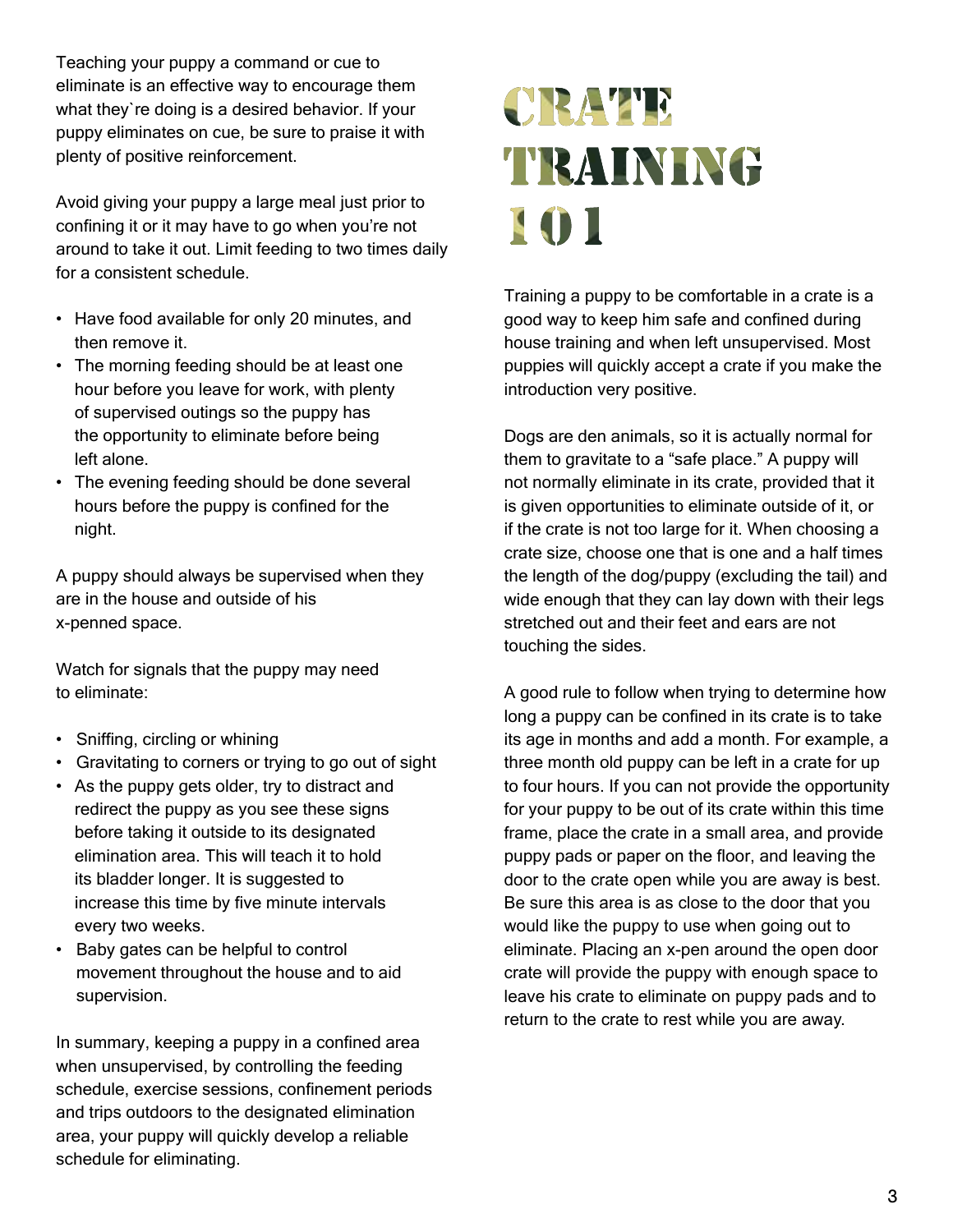Teaching your puppy a command or cue to eliminate is an effective way to encourage them what they`re doing is a desired behavior. If your puppy eliminates on cue, be sure to praise it with plenty of positive reinforcement.

Avoid giving your puppy a large meal just prior to confining it or it may have to go when you're not around to take it out. Limit feeding to two times daily for a consistent schedule.

- Have food available for only 20 minutes, and then remove it.
- The morning feeding should be at least one hour before you leave for work, with plenty of supervised outings so the puppy has the opportunity to eliminate before being left alone.
- The evening feeding should be done several hours before the puppy is confined for the night.

A puppy should always be supervised when they are in the house and outside of his x-penned space.

Watch for signals that the puppy may need to eliminate:

- Sniffing, circling or whining
- Gravitating to corners or trying to go out of sight
- As the puppy gets older, try to distract and redirect the puppy as you see these signs before taking it outside to its designated elimination area. This will teach it to hold its bladder longer. It is suggested to increase this time by five minute intervals every two weeks.
- Baby gates can be helpful to control movement throughout the house and to aid supervision.

In summary, keeping a puppy in a confined area when unsupervised, by controlling the feeding schedule, exercise sessions, confinement periods and trips outdoors to the designated elimination area, your puppy will quickly develop a reliable schedule for eliminating.

# CRATE TRAINING 101

Training a puppy to be comfortable in a crate is a good way to keep him safe and confined during house training and when left unsupervised. Most puppies will quickly accept a crate if you make the introduction very positive.

Dogs are den animals, so it is actually normal for them to gravitate to a "safe place." A puppy will not normally eliminate in its crate, provided that it is given opportunities to eliminate outside of it, or if the crate is not too large for it. When choosing a crate size, choose one that is one and a half times the length of the dog/puppy (excluding the tail) and wide enough that they can lay down with their legs stretched out and their feet and ears are not touching the sides.

A good rule to follow when trying to determine how long a puppy can be confined in its crate is to take its age in months and add a month. For example, a three month old puppy can be left in a crate for up to four hours. If you can not provide the opportunity for your puppy to be out of its crate within this time frame, place the crate in a small area, and provide puppy pads or paper on the floor, and leaving the door to the crate open while you are away is best. Be sure this area is as close to the door that you would like the puppy to use when going out to eliminate. Placing an x-pen around the open door crate will provide the puppy with enough space to leave his crate to eliminate on puppy pads and to return to the crate to rest while you are away.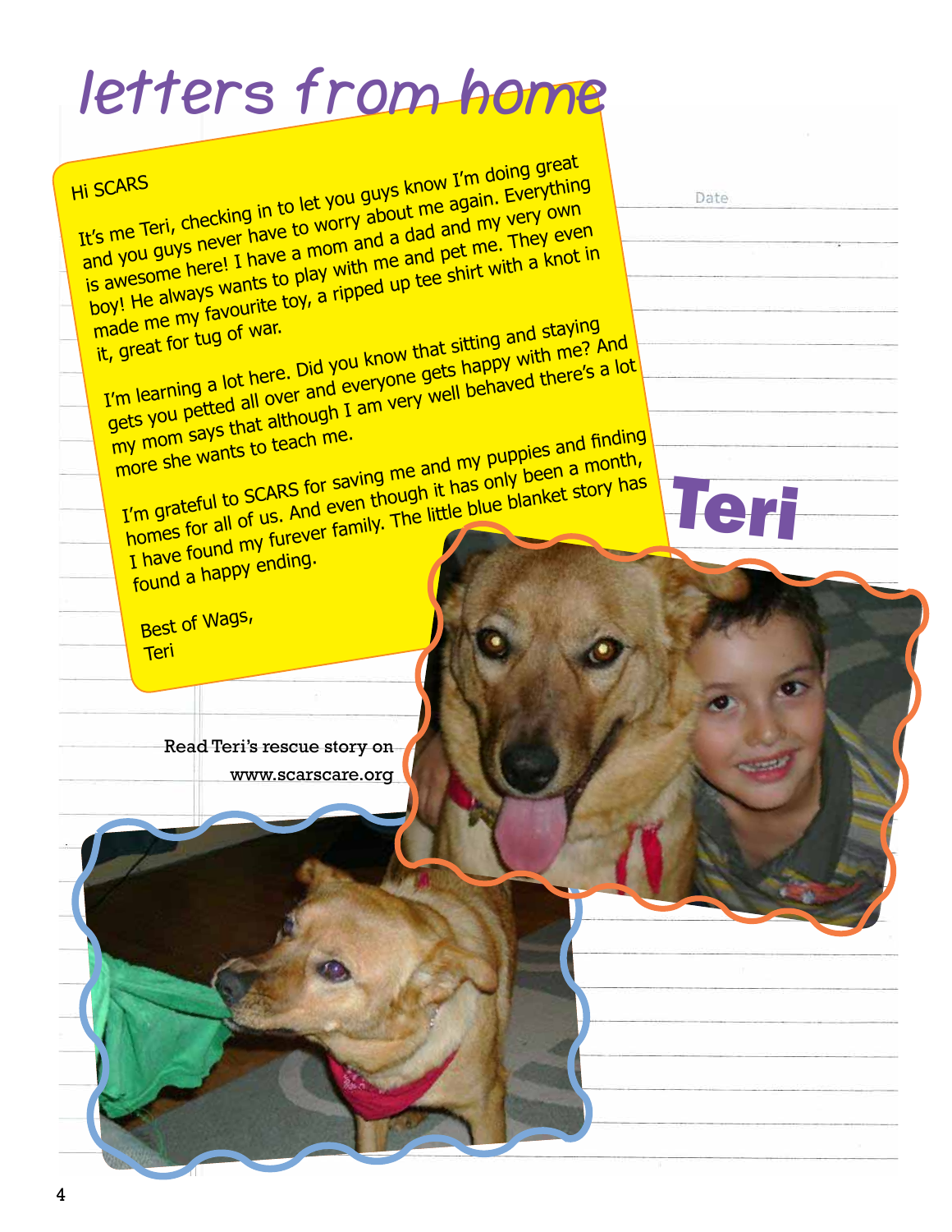# letters from home

## Teri

Hi SCARS

It's me Teri, checking in to let you guys know I'm doing great and you guys never have to worry about me again. Everything is awesome here! I have a mom and a dad and my very own boy! He always wants to play with me and pet me. They even made me my favourite toy, a ripped up tee shirt with a knot in it, great for tug of war.

I'm learning a lot here. Did you know that sitting and staying gets you petted all over and everyone gets happy with me? And my mom says that although I am very well behaved there's a lot more she wants to teach me.

I'm grateful to SCARS for saving me and my puppies and finding homes for all of us. And even though it has only been a month, I have found my furever family. The little blue blanket story has found a happy ending.

Best of Wags,
Teri

Read Teri's rescue story on www.scarscare.org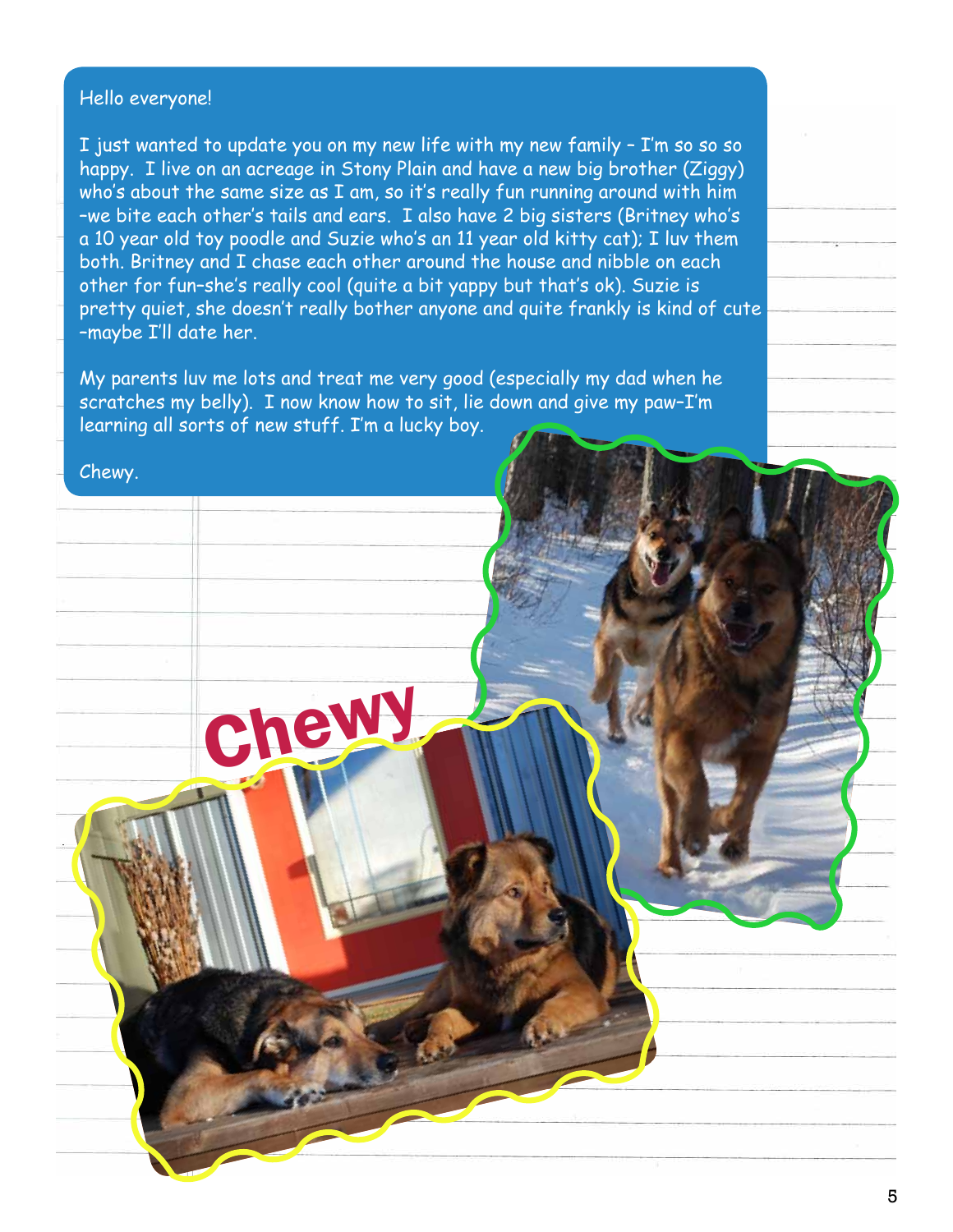Hello everyone!

I just wanted to update you on my new life with my new family – I'm so so so happy. I live on an acreage in Stony Plain and have a new big brother (Ziggy) who's about the same size as I am, so it's really fun running around with him –we bite each other's tails and ears. I also have 2 big sisters (Britney who's a 10 year old toy poodle and Suzie who's an 11 year old kitty cat); I luv them both. Britney and I chase each other around the house and nibble on each other for fun–she's really cool (quite a bit yappy but that's ok). Suzie is pretty quiet, she doesn't really bother anyone and quite frankly is kind of cute –maybe I'll date her.

My parents luv me lots and treat me very good (especially my dad when he scratches my belly). I now know how to sit, lie down and give my paw–I'm learning all sorts of new stuff. I'm a lucky boy.

Chewy.

# Chewy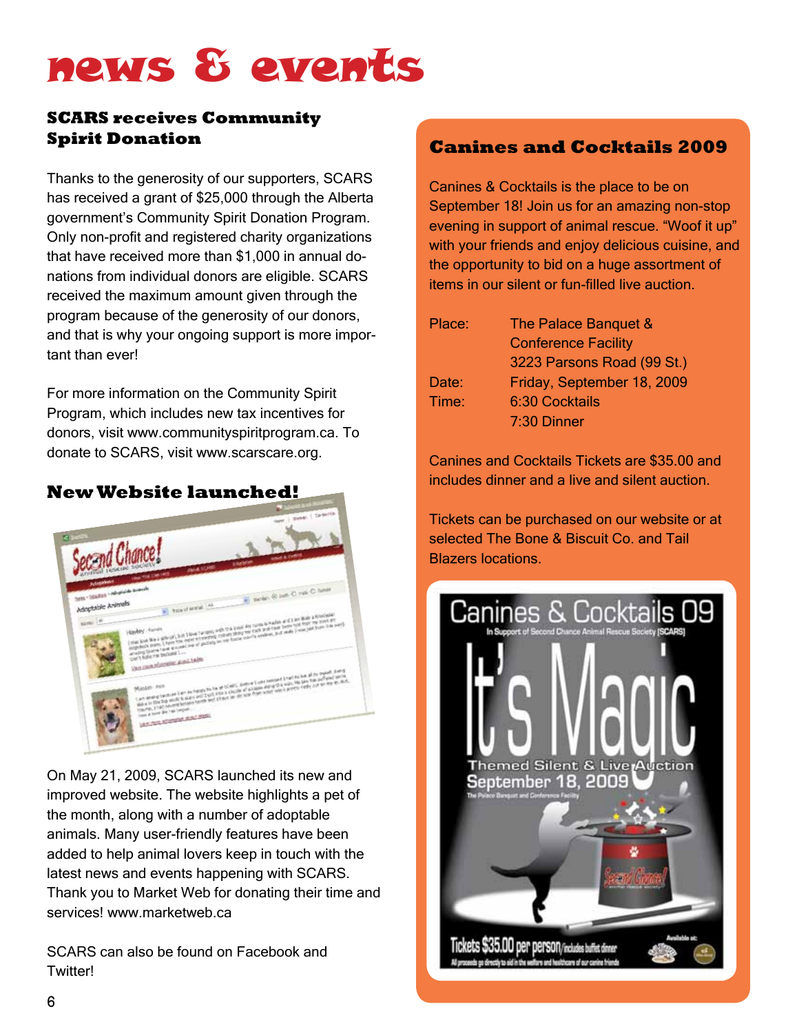# news & events

## SCARS receives Community Spirit Donation

Thanks to the generosity of our supporters, SCARS has received a grant of $25,000 through the Alberta government's Community Spirit Donation Program. Only non-profit and registered charity organizations that have received more than $1,000 in annual donations from individual donors are eligible. SCARS received the maximum amount given through the program because of the generosity of our donors, and that is why your ongoing support is more important than ever!

For more information on the Community Spirit Program, which includes new tax incentives for donors, visit www.communityspiritprogram.ca. To donate to SCARS, visit www.scarscare.org.

## New Website launched!

On May 21, 2009, SCARS launched its new and improved website. The website highlights a pet of the month, along with a number of adoptable animals. Many user-friendly features have been added to help animal lovers keep in touch with the latest news and events happening with SCARS. Thank you to Market Web for donating their time and services! www.marketweb.ca

SCARS can also be found on Facebook and Twitter!

## Canines and Cocktails 2009

Canines & Cocktails is the place to be on September 18! Join us for an amazing non-stop evening in support of animal rescue. "Woof it up" with your friends and enjoy delicious cuisine, and the opportunity to bid on a huge assortment of items in our silent or fun-filled live auction.

Place: The Palace Banquet & Conference Facility
3223 Parsons Road (99 St.)
Date: Friday, September 18, 2009
Time: 6:30 Cocktails
7:30 Dinner

Canines and Cocktails Tickets are $35.00 and includes dinner and a live and silent auction.

Tickets can be purchased on our website or at selected The Bone & Biscuit Co. and Tail Blazers locations.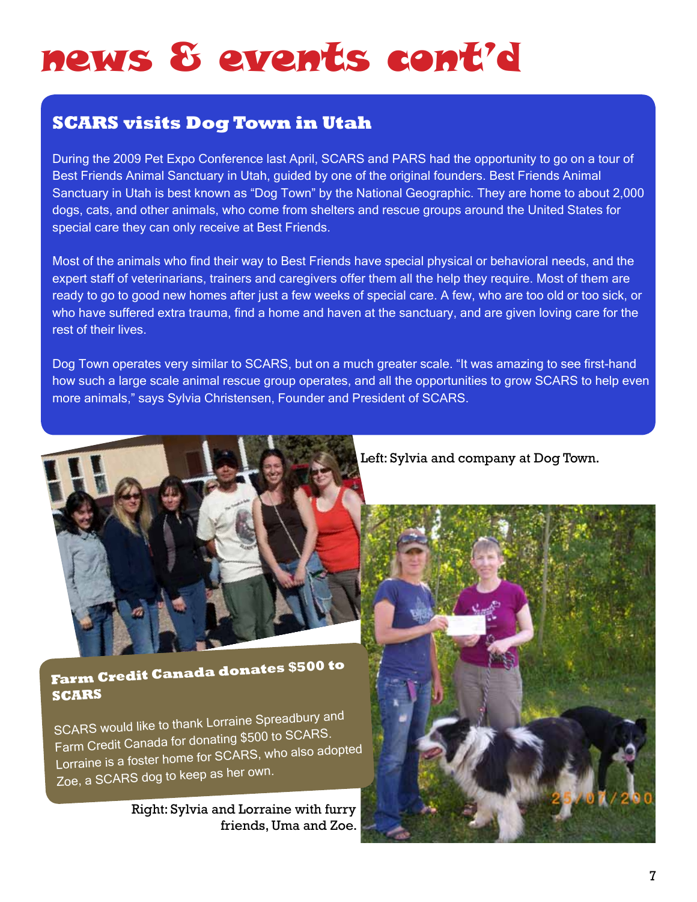# news & events cont'd

## SCARS visits Dog Town in Utah

During the 2009 Pet Expo Conference last April, SCARS and PARS had the opportunity to go on a tour of Best Friends Animal Sanctuary in Utah, guided by one of the original founders. Best Friends Animal Sanctuary in Utah is best known as "Dog Town" by the National Geographic. They are home to about 2,000 dogs, cats, and other animals, who come from shelters and rescue groups around the United States for special care they can only receive at Best Friends.

Most of the animals who find their way to Best Friends have special physical or behavioral needs, and the expert staff of veterinarians, trainers and caregivers offer them all the help they require. Most of them are ready to go to good new homes after just a few weeks of special care. A few, who are too old or too sick, or who have suffered extra trauma, find a home and haven at the sanctuary, and are given loving care for the rest of their lives.

Dog Town operates very similar to SCARS, but on a much greater scale. "It was amazing to see first-hand how such a large scale animal rescue group operates, and all the opportunities to grow SCARS to help even more animals," says Sylvia Christensen, Founder and President of SCARS.

Left: Sylvia and company at Dog Town.

## Farm Credit Canada donates $500 to SCARS

SCARS would like to thank Lorraine Spreadbury and Farm Credit Canada for donating $500 to SCARS. Lorraine is a foster home for SCARS, who also adopted Zoe, a SCARS dog to keep as her own.

Right: Sylvia and Lorraine with furry friends, Uma and Zoe.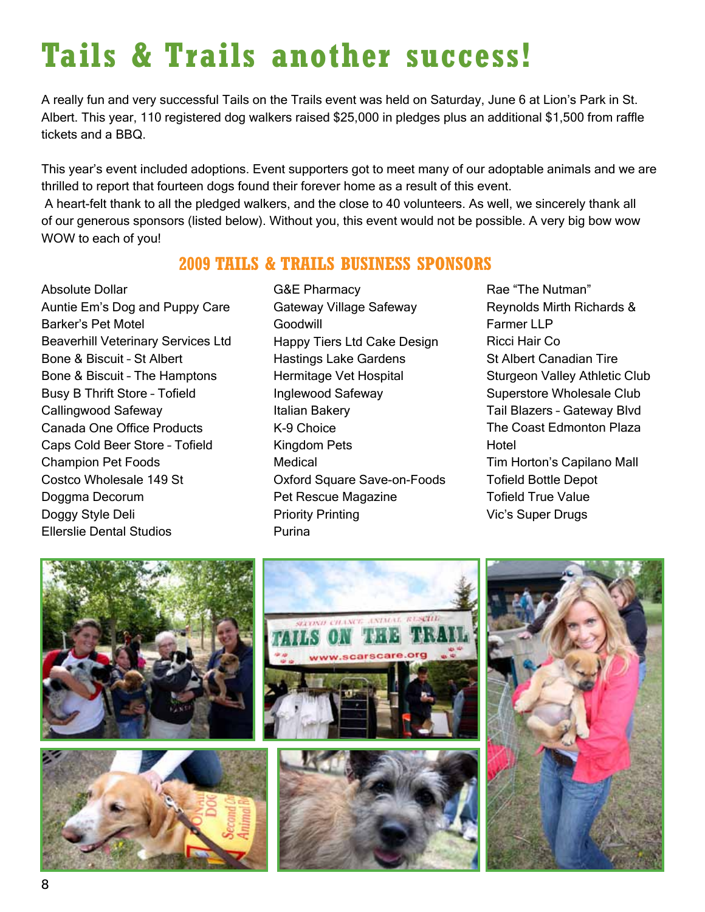# Tails & Trails another success!

A really fun and very successful Tails on the Trails event was held on Saturday, June 6 at Lion's Park in St. Albert. This year, 110 registered dog walkers raised $25,000 in pledges plus an additional $1,500 from raffle tickets and a BBQ.

This year's event included adoptions. Event supporters got to meet many of our adoptable animals and we are thrilled to report that fourteen dogs found their forever home as a result of this event.

A heart-felt thank to all the pledged walkers, and the close to 40 volunteers. As well, we sincerely thank all of our generous sponsors (listed below). Without you, this event would not be possible. A very big bow wow WOW to each of you!

## 2009 TAILS & TRAILS BUSINESS SPONSORS

Absolute Dollar
Auntie Em's Dog and Puppy Care
Barker's Pet Motel
Beaverhill Veterinary Services Ltd
Bone & Biscuit – St Albert
Bone & Biscuit – The Hamptons
Busy B Thrift Store – Tofield
Callingwood Safeway
Canada One Office Products
Caps Cold Beer Store – Tofield
Champion Pet Foods
Costco Wholesale 149 St
Doggma Decorum
Doggy Style Deli
Ellerslie Dental Studios
G&E Pharmacy
Gateway Village Safeway
Goodwill
Happy Tiers Ltd Cake Design
Hastings Lake Gardens
Hermitage Vet Hospital
Inglewood Safeway
Italian Bakery
K-9 Choice
Kingdom Pets
Medical
Oxford Square Save-on-Foods
Pet Rescue Magazine
Priority Printing
Purina
Rae "The Nutman"
Reynolds Mirth Richards & Farmer LLP
Ricci Hair Co
St Albert Canadian Tire
Sturgeon Valley Athletic Club
Superstore Wholesale Club
Tail Blazers – Gateway Blvd
The Coast Edmonton Plaza Hotel
Tim Horton's Capilano Mall
Tofield Bottle Depot
Tofield True Value
Vic's Super Drugs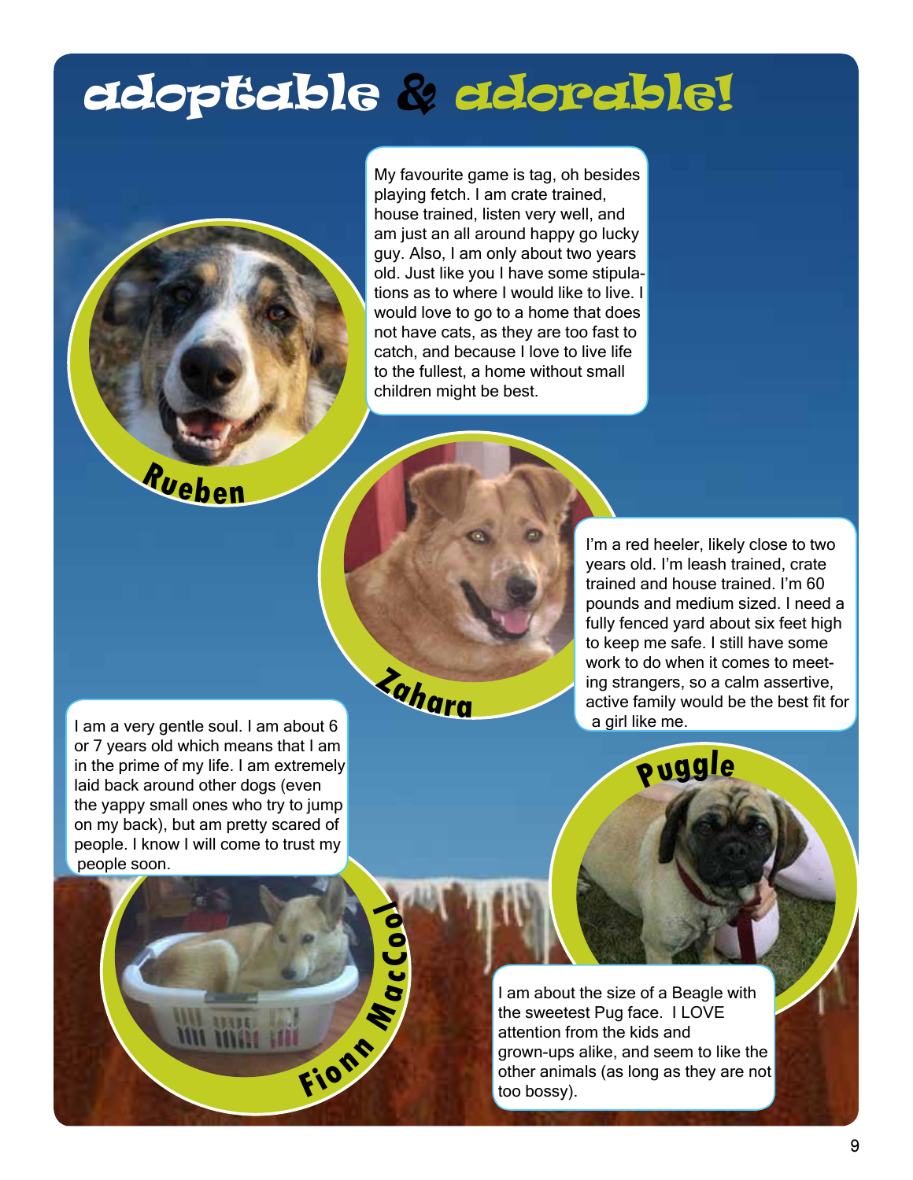# adoptable & adorable!

## Rueben

My favourite game is tag, oh besides playing fetch. I am crate trained, house trained, listen very well, and am just an all around happy go lucky guy. Also, I am only about two years old. Just like you I have some stipulations as to where I would like to live. I would love to go to a home that does not have cats, as they are too fast to catch, and because I love to live life to the fullest, a home without small children might be best.

## Zahara

I'm a red heeler, likely close to two years old. I'm leash trained, crate trained and house trained. I'm 60 pounds and medium sized. I need a fully fenced yard about six feet high to keep me safe. I still have some work to do when it comes to meeting strangers, so a calm assertive, active family would be the best fit for a girl like me.

## Fionn MacCool

I am a very gentle soul. I am about 6 or 7 years old which means that I am in the prime of my life. I am extremely laid back around other dogs (even the yappy small ones who try to jump on my back), but am pretty scared of people. I know I will come to trust my people soon.

## Puggle

I am about the size of a Beagle with the sweetest Pug face. I LOVE attention from the kids and grown-ups alike, and seem to like the other animals (as long as they are not too bossy).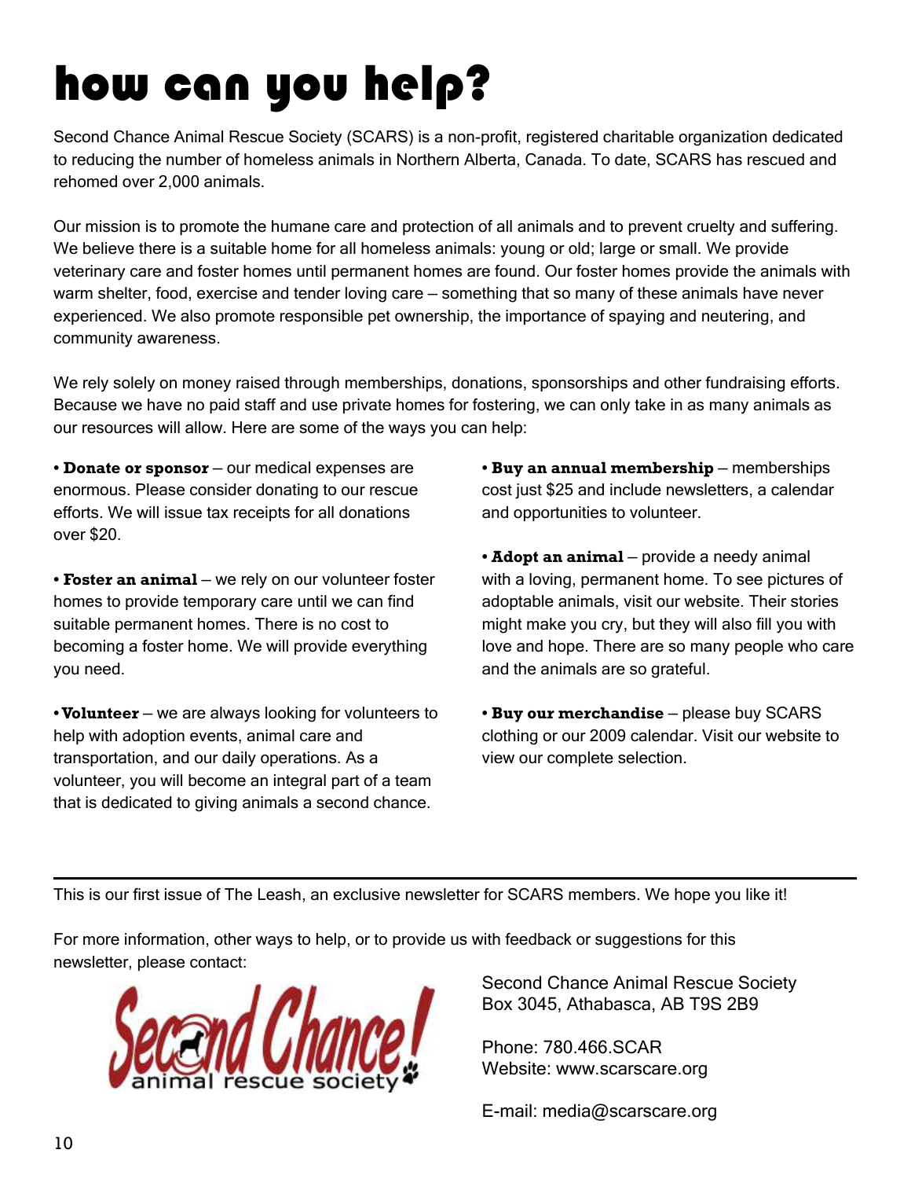# how can you help?

Second Chance Animal Rescue Society (SCARS) is a non-profit, registered charitable organization dedicated to reducing the number of homeless animals in Northern Alberta, Canada. To date, SCARS has rescued and rehomed over 2,000 animals.

Our mission is to promote the humane care and protection of all animals and to prevent cruelty and suffering. We believe there is a suitable home for all homeless animals: young or old; large or small. We provide veterinary care and foster homes until permanent homes are found. Our foster homes provide the animals with warm shelter, food, exercise and tender loving care – something that so many of these animals have never experienced. We also promote responsible pet ownership, the importance of spaying and neutering, and community awareness.

We rely solely on money raised through memberships, donations, sponsorships and other fundraising efforts. Because we have no paid staff and use private homes for fostering, we can only take in as many animals as our resources will allow. Here are some of the ways you can help:

- **Donate or sponsor** – our medical expenses are enormous. Please consider donating to our rescue efforts. We will issue tax receipts for all donations over $20.
- **Foster an animal** – we rely on our volunteer foster homes to provide temporary care until we can find suitable permanent homes. There is no cost to becoming a foster home. We will provide everything you need.
- **Volunteer** – we are always looking for volunteers to help with adoption events, animal care and transportation, and our daily operations. As a volunteer, you will become an integral part of a team that is dedicated to giving animals a second chance.
- **Buy an annual membership** – memberships cost just $25 and include newsletters, a calendar and opportunities to volunteer.
- **Adopt an animal** – provide a needy animal with a loving, permanent home. To see pictures of adoptable animals, visit our website. Their stories might make you cry, but they will also fill you with love and hope. There are so many people who care and the animals are so grateful.
- **Buy our merchandise** – please buy SCARS clothing or our 2009 calendar. Visit our website to view our complete selection.

---

This is our first issue of The Leash, an exclusive newsletter for SCARS members. We hope you like it!

For more information, other ways to help, or to provide us with feedback or suggestions for this newsletter, please contact:

Second Chance! animal rescue society

Second Chance Animal Rescue Society
Box 3045, Athabasca, AB T9S 2B9

Phone: 780.466.SCAR
Website: www.scarscare.org

E-mail: media@scarscare.org